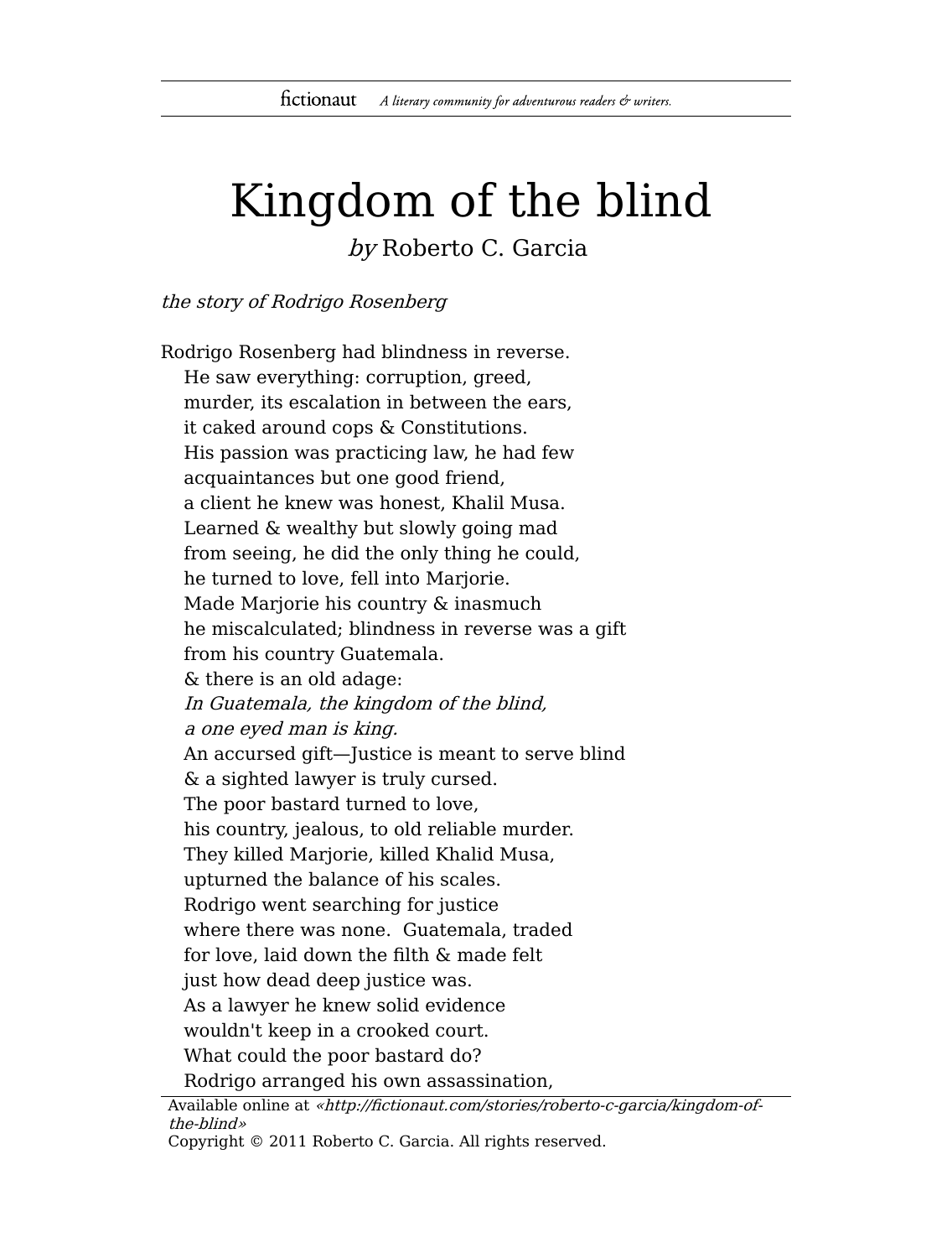# Kingdom of the blind

*by* Roberto C. Garcia

*the story of Rodrigo Rosenberg*

Rodrigo Rosenberg had blindness in reverse.  
He saw everything: corruption, greed,  
murder, its escalation in between the ears,  
it caked around cops & Constitutions.  
His passion was practicing law, he had few  
acquaintances but one good friend,  
a client he knew was honest, Khalil Musa.  
Learned & wealthy but slowly going mad  
from seeing, he did the only thing he could,  
he turned to love, fell into Marjorie.  
Made Marjorie his country & inasmuch  
he miscalculated; blindness in reverse was a gift  
from his country Guatemala.  
& there is an old adage:  
*In Guatemala, the kingdom of the blind,*  
*a one eyed man is king.*  
An accursed gift—Justice is meant to serve blind  
& a sighted lawyer is truly cursed.  
The poor bastard turned to love,  
his country, jealous, to old reliable murder.  
They killed Marjorie, killed Khalid Musa,  
upturned the balance of his scales.  
Rodrigo went searching for justice  
where there was none.  Guatemala, traded  
for love, laid down the filth & made felt  
just how dead deep justice was.  
As a lawyer he knew solid evidence  
wouldn't keep in a crooked court.  
What could the poor bastard do?  
Rodrigo arranged his own assassination,

Available online at *«http://fictionaut.com/stories/roberto-c-garcia/kingdom-of-the-blind»*  
Copyright © 2011 Roberto C. Garcia. All rights reserved.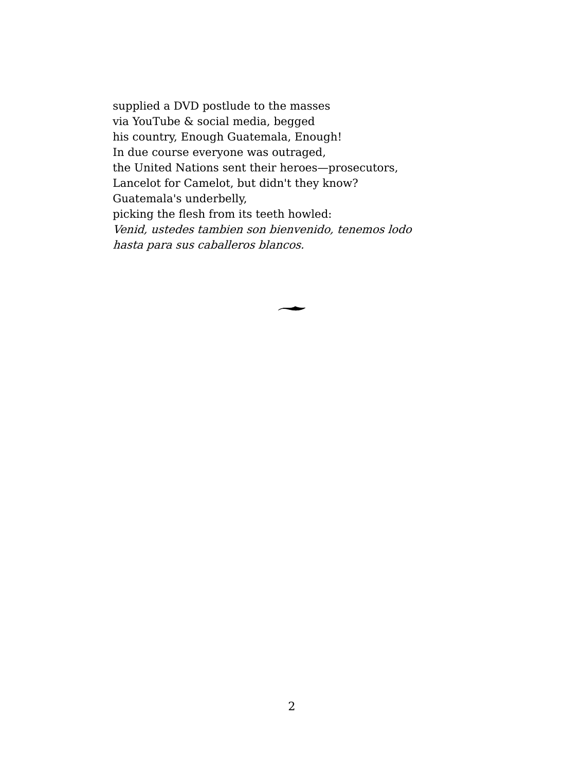supplied a DVD postlude to the masses
via YouTube & social media, begged
his country, Enough Guatemala, Enough!
In due course everyone was outraged,
the United Nations sent their heroes—prosecutors,
Lancelot for Camelot, but didn't they know?
Guatemala's underbelly,
picking the flesh from its teeth howled:
*Venid, ustedes tambien son bienvenido, tenemos lodo*
*hasta para sus caballeros blancos.*